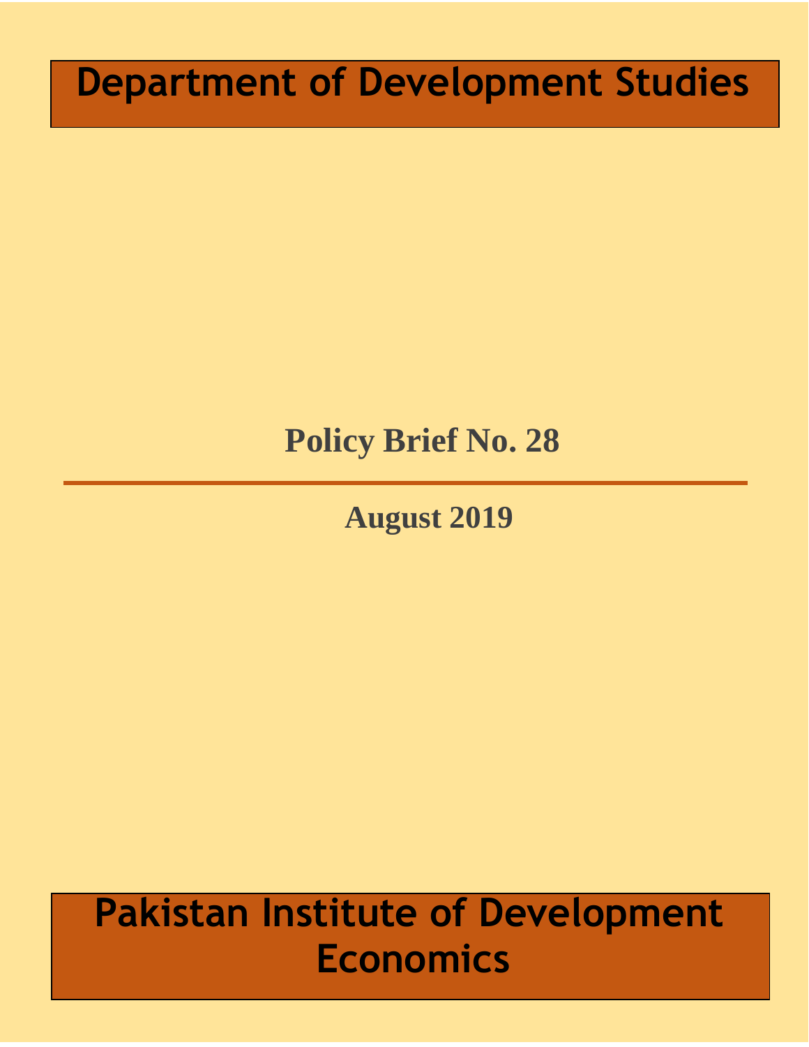# Department of Development Studies

## Policy Brief No. 28

---

**August 2019**

# Pakistan Institute of Development Economics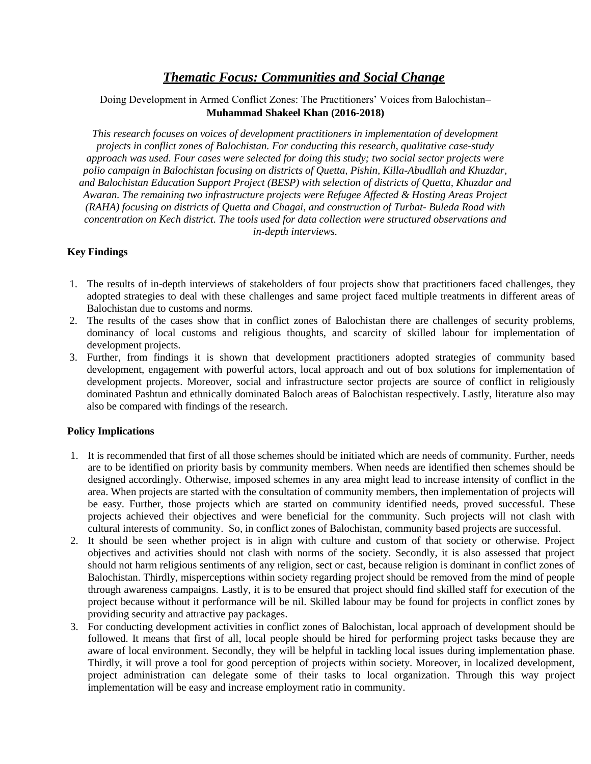# *Thematic Focus: Communities and Social Change*

Doing Development in Armed Conflict Zones: The Practitioners' Voices from Balochistan– **Muhammad Shakeel Khan (2016-2018)**

*This research focuses on voices of development practitioners in implementation of development projects in conflict zones of Balochistan. For conducting this research, qualitative case-study approach was used. Four cases were selected for doing this study; two social sector projects were polio campaign in Balochistan focusing on districts of Quetta, Pishin, Killa-Abudllah and Khuzdar, and Balochistan Education Support Project (BESP) with selection of districts of Quetta, Khuzdar and Awaran. The remaining two infrastructure projects were Refugee Affected & Hosting Areas Project (RAHA) focusing on districts of Quetta and Chagai, and construction of Turbat- Buleda Road with concentration on Kech district. The tools used for data collection were structured observations and in-depth interviews.*

### Key Findings

1. The results of in-depth interviews of stakeholders of four projects show that practitioners faced challenges, they adopted strategies to deal with these challenges and same project faced multiple treatments in different areas of Balochistan due to customs and norms.
2. The results of the cases show that in conflict zones of Balochistan there are challenges of security problems, dominancy of local customs and religious thoughts, and scarcity of skilled labour for implementation of development projects.
3. Further, from findings it is shown that development practitioners adopted strategies of community based development, engagement with powerful actors, local approach and out of box solutions for implementation of development projects. Moreover, social and infrastructure sector projects are source of conflict in religiously dominated Pashtun and ethnically dominated Baloch areas of Balochistan respectively. Lastly, literature also may also be compared with findings of the research.

### Policy Implications

1. It is recommended that first of all those schemes should be initiated which are needs of community. Further, needs are to be identified on priority basis by community members. When needs are identified then schemes should be designed accordingly. Otherwise, imposed schemes in any area might lead to increase intensity of conflict in the area. When projects are started with the consultation of community members, then implementation of projects will be easy. Further, those projects which are started on community identified needs, proved successful. These projects achieved their objectives and were beneficial for the community. Such projects will not clash with cultural interests of community. So, in conflict zones of Balochistan, community based projects are successful.
2. It should be seen whether project is in align with culture and custom of that society or otherwise. Project objectives and activities should not clash with norms of the society. Secondly, it is also assessed that project should not harm religious sentiments of any religion, sect or cast, because religion is dominant in conflict zones of Balochistan. Thirdly, misperceptions within society regarding project should be removed from the mind of people through awareness campaigns. Lastly, it is to be ensured that project should find skilled staff for execution of the project because without it performance will be nil. Skilled labour may be found for projects in conflict zones by providing security and attractive pay packages.
3. For conducting development activities in conflict zones of Balochistan, local approach of development should be followed. It means that first of all, local people should be hired for performing project tasks because they are aware of local environment. Secondly, they will be helpful in tackling local issues during implementation phase. Thirdly, it will prove a tool for good perception of projects within society. Moreover, in localized development, project administration can delegate some of their tasks to local organization. Through this way project implementation will be easy and increase employment ratio in community.